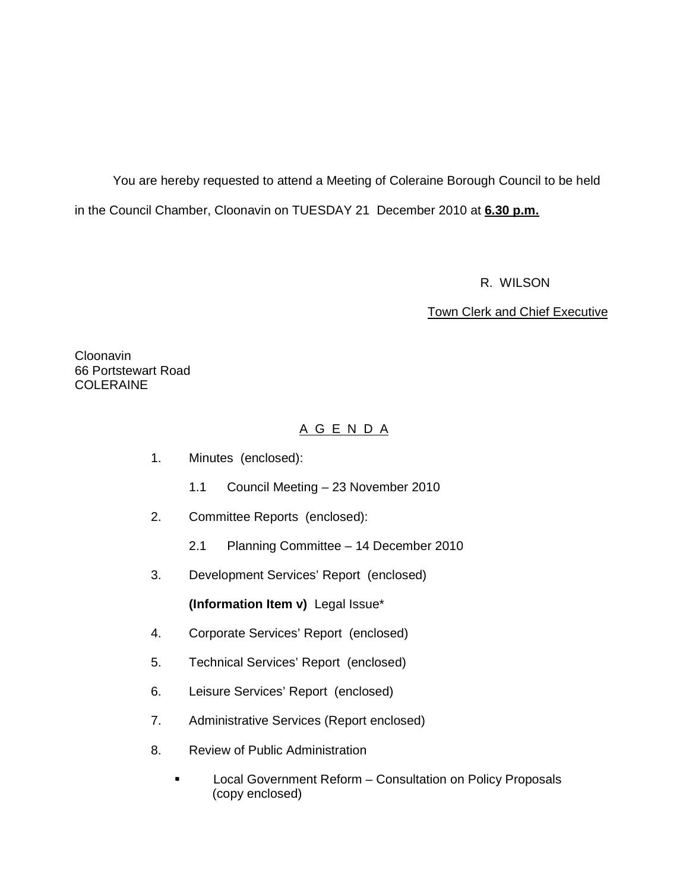You are hereby requested to attend a Meeting of Coleraine Borough Council to be held in the Council Chamber, Cloonavin on TUESDAY 21 December 2010 at **6.30 p.m.**

R. WILSON

Town Clerk and Chief Executive

Cloonavin
66 Portstewart Road
COLERAINE

## A G E N D A

1. Minutes (enclosed):

   1.1 Council Meeting – 23 November 2010

2. Committee Reports (enclosed):

   2.1 Planning Committee – 14 December 2010

3. Development Services' Report (enclosed)

   **(Information Item v)** Legal Issue*

4. Corporate Services' Report (enclosed)

5. Technical Services' Report (enclosed)

6. Leisure Services' Report (enclosed)

7. Administrative Services (Report enclosed)

8. Review of Public Administration

   - Local Government Reform – Consultation on Policy Proposals (copy enclosed)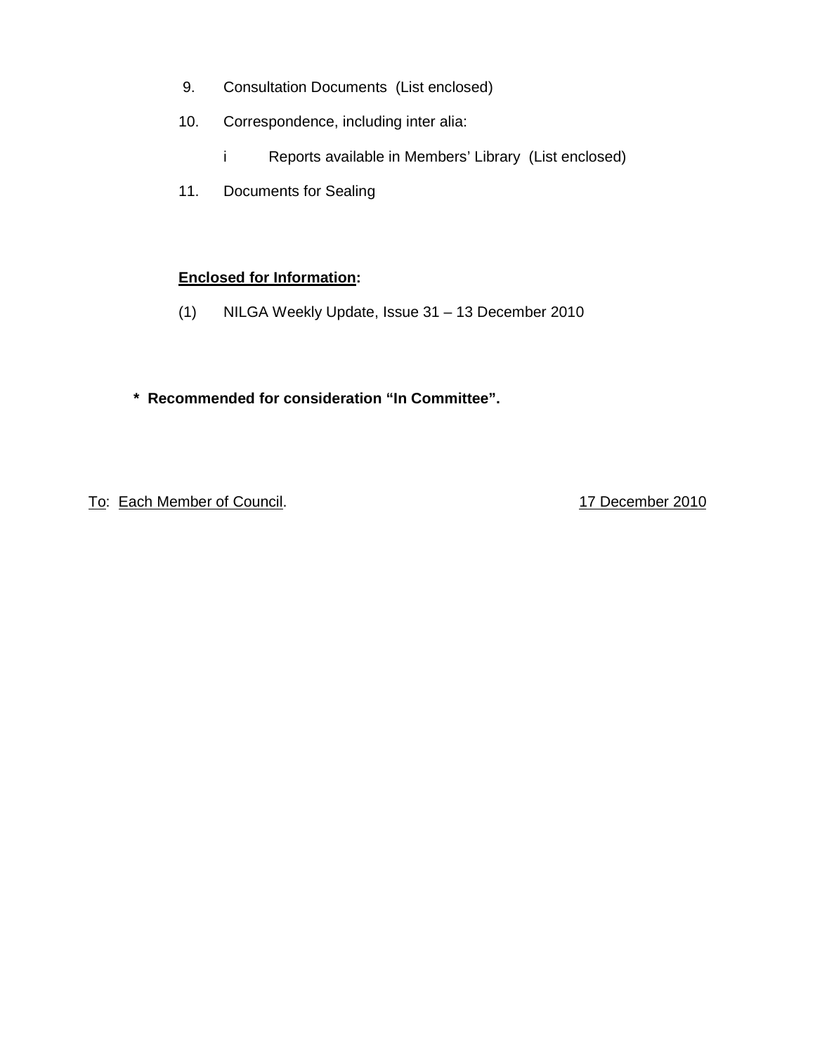9. Consultation Documents (List enclosed)

10. Correspondence, including inter alia:

    i Reports available in Members' Library (List enclosed)

11. Documents for Sealing

**Enclosed for Information:**

(1) NILGA Weekly Update, Issue 31 – 13 December 2010

**\* Recommended for consideration "In Committee".**

To: Each Member of Council. 17 December 2010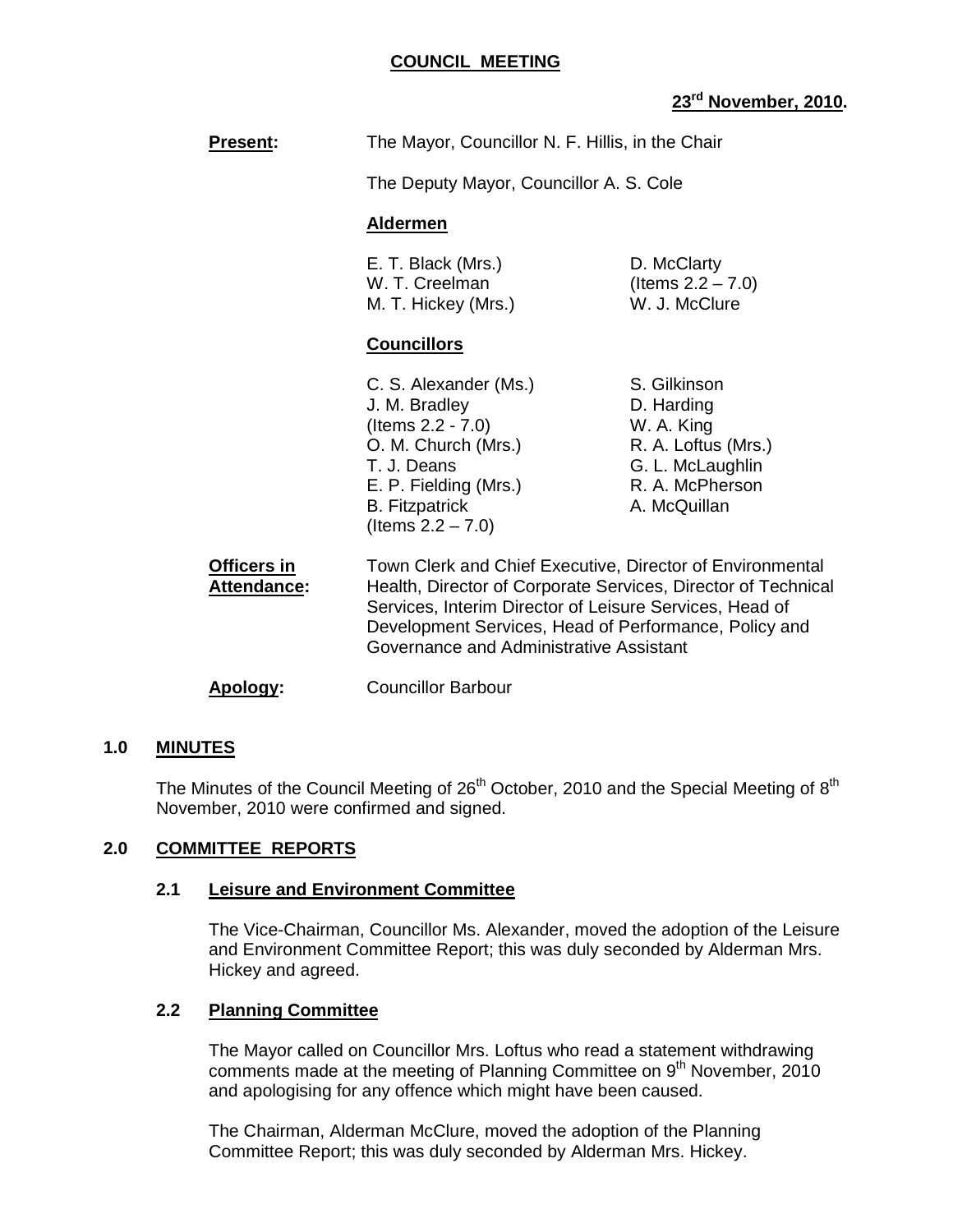**COUNCIL MEETING**

**23rd November, 2010.**

**Present:** The Mayor, Councillor N. F. Hillis, in the Chair

The Deputy Mayor, Councillor A. S. Cole

**Aldermen**

E. T. Black (Mrs.)
W. T. Creelman
M. T. Hickey (Mrs.)
D. McClarty (Items 2.2 – 7.0)
W. J. McClure

**Councillors**

C. S. Alexander (Ms.)
J. M. Bradley (Items 2.2 - 7.0)
O. M. Church (Mrs.)
T. J. Deans
E. P. Fielding (Mrs.)
B. Fitzpatrick (Items 2.2 – 7.0)
S. Gilkinson
D. Harding
W. A. King
R. A. Loftus (Mrs.)
G. L. McLaughlin
R. A. McPherson
A. McQuillan

**Officers in Attendance:** Town Clerk and Chief Executive, Director of Environmental Health, Director of Corporate Services, Director of Technical Services, Interim Director of Leisure Services, Head of Development Services, Head of Performance, Policy and Governance and Administrative Assistant

**Apology:** Councillor Barbour

## 1.0 MINUTES

The Minutes of the Council Meeting of 26th October, 2010 and the Special Meeting of 8th November, 2010 were confirmed and signed.

## 2.0 COMMITTEE REPORTS

### 2.1 Leisure and Environment Committee

The Vice-Chairman, Councillor Ms. Alexander, moved the adoption of the Leisure and Environment Committee Report; this was duly seconded by Alderman Mrs. Hickey and agreed.

### 2.2 Planning Committee

The Mayor called on Councillor Mrs. Loftus who read a statement withdrawing comments made at the meeting of Planning Committee on 9th November, 2010 and apologising for any offence which might have been caused.

The Chairman, Alderman McClure, moved the adoption of the Planning Committee Report; this was duly seconded by Alderman Mrs. Hickey.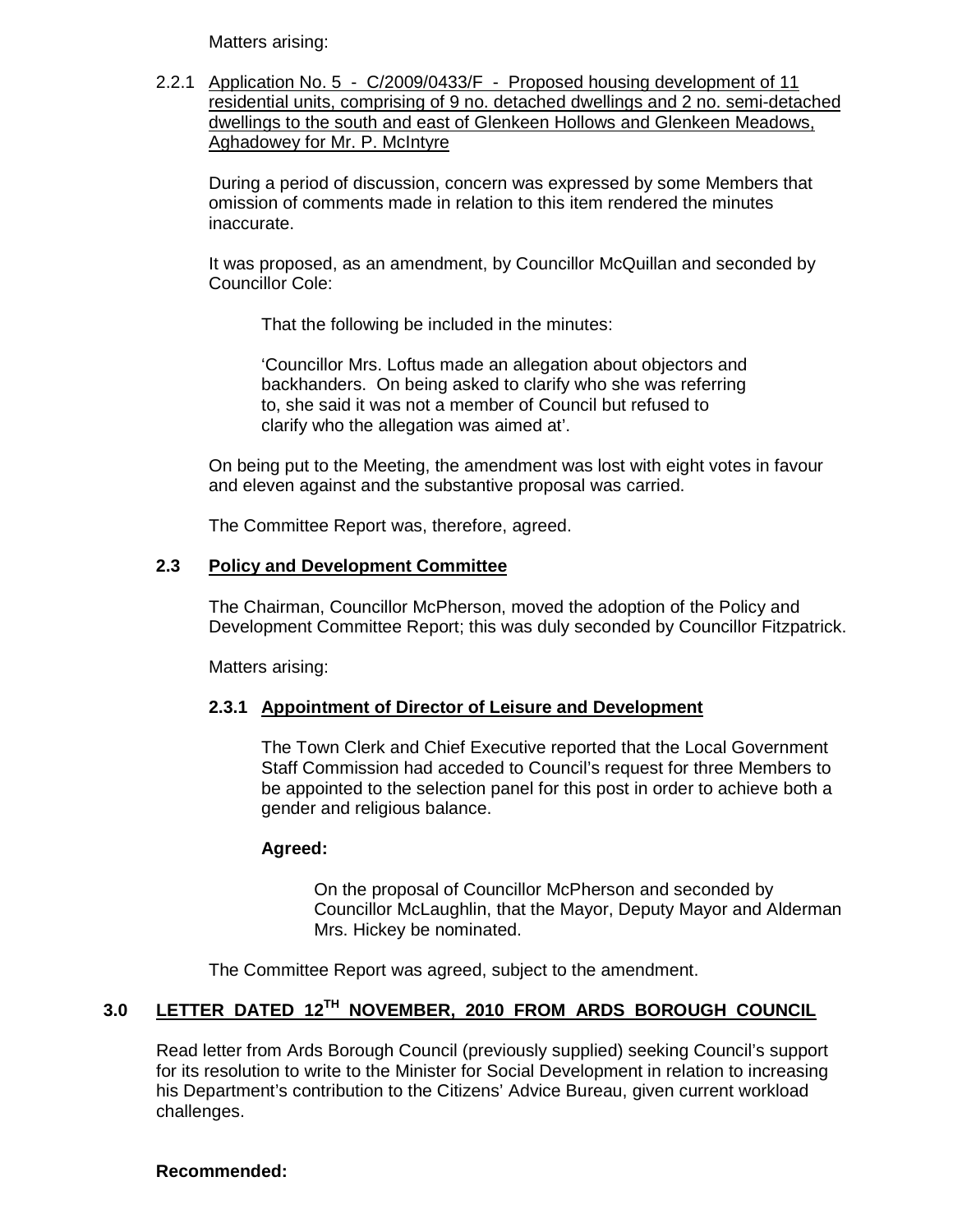Matters arising:

2.2.1 Application No. 5 - C/2009/0433/F - Proposed housing development of 11 residential units, comprising of 9 no. detached dwellings and 2 no. semi-detached dwellings to the south and east of Glenkeen Hollows and Glenkeen Meadows, Aghadowey for Mr. P. McIntyre

During a period of discussion, concern was expressed by some Members that omission of comments made in relation to this item rendered the minutes inaccurate.

It was proposed, as an amendment, by Councillor McQuillan and seconded by Councillor Cole:

> That the following be included in the minutes:
>
> 'Councillor Mrs. Loftus made an allegation about objectors and backhanders. On being asked to clarify who she was referring to, she said it was not a member of Council but refused to clarify who the allegation was aimed at'.

On being put to the Meeting, the amendment was lost with eight votes in favour and eleven against and the substantive proposal was carried.

The Committee Report was, therefore, agreed.

### 2.3 Policy and Development Committee

The Chairman, Councillor McPherson, moved the adoption of the Policy and Development Committee Report; this was duly seconded by Councillor Fitzpatrick.

Matters arising:

#### 2.3.1 Appointment of Director of Leisure and Development

The Town Clerk and Chief Executive reported that the Local Government Staff Commission had acceded to Council's request for three Members to be appointed to the selection panel for this post in order to achieve both a gender and religious balance.

**Agreed:**

> On the proposal of Councillor McPherson and seconded by Councillor McLaughlin, that the Mayor, Deputy Mayor and Alderman Mrs. Hickey be nominated.

The Committee Report was agreed, subject to the amendment.

## 3.0 LETTER DATED 12TH NOVEMBER, 2010 FROM ARDS BOROUGH COUNCIL

Read letter from Ards Borough Council (previously supplied) seeking Council's support for its resolution to write to the Minister for Social Development in relation to increasing his Department's contribution to the Citizens' Advice Bureau, given current workload challenges.

**Recommended:**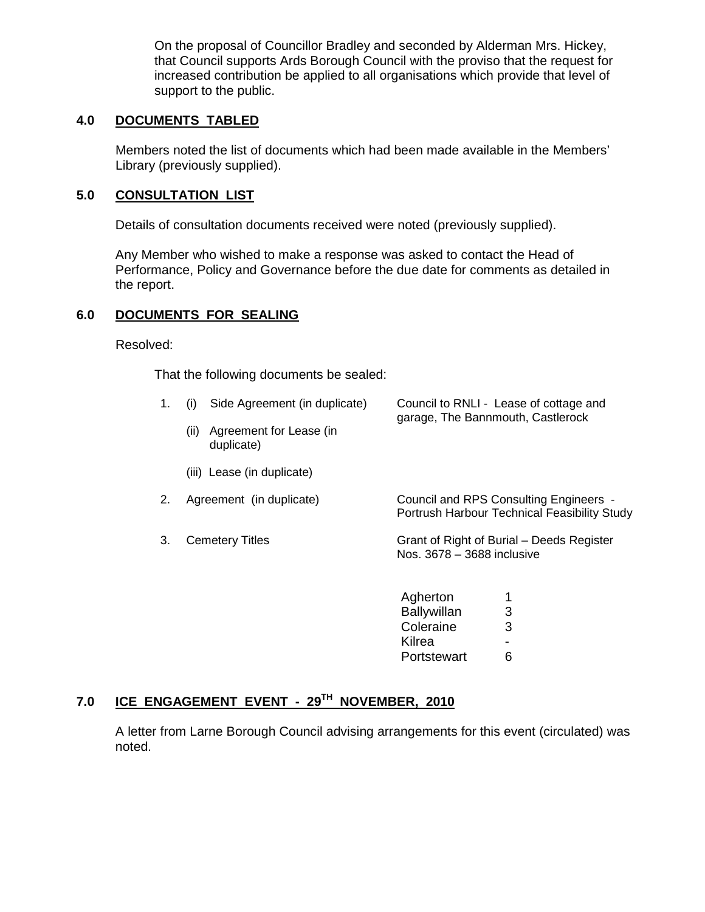On the proposal of Councillor Bradley and seconded by Alderman Mrs. Hickey, that Council supports Ards Borough Council with the proviso that the request for increased contribution be applied to all organisations which provide that level of support to the public.

## 4.0 DOCUMENTS TABLED

Members noted the list of documents which had been made available in the Members' Library (previously supplied).

## 5.0 CONSULTATION LIST

Details of consultation documents received were noted (previously supplied).

Any Member who wished to make a response was asked to contact the Head of Performance, Policy and Governance before the due date for comments as detailed in the report.

## 6.0 DOCUMENTS FOR SEALING

Resolved:

That the following documents be sealed:

1. (i) Side Agreement (in duplicate) — Council to RNLI - Lease of cottage and garage, The Bannmouth, Castlerock
   (ii) Agreement for Lease (in duplicate)
   (iii) Lease (in duplicate)
2. Agreement (in duplicate) — Council and RPS Consulting Engineers - Portrush Harbour Technical Feasibility Study
3. Cemetery Titles — Grant of Right of Burial – Deeds Register Nos. 3678 – 3688 inclusive

| | |
|---|---|
| Agherton | 1 |
| Ballywillan | 3 |
| Coleraine | 3 |
| Kilrea | - |
| Portstewart | 6 |

## 7.0 ICE ENGAGEMENT EVENT - 29TH NOVEMBER, 2010

A letter from Larne Borough Council advising arrangements for this event (circulated) was noted.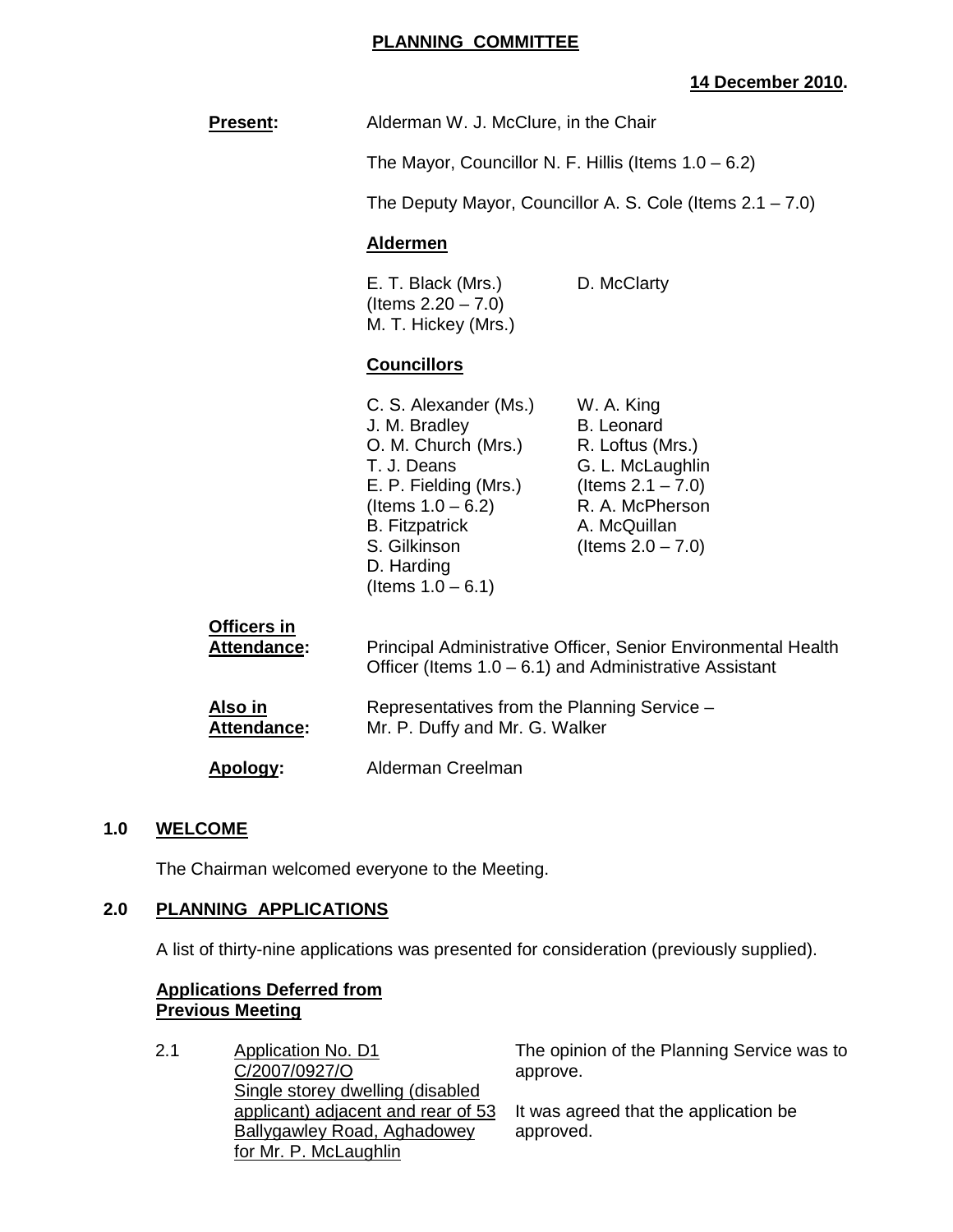**PLANNING COMMITTEE**

**14 December 2010.**

**Present:** Alderman W. J. McClure, in the Chair

The Mayor, Councillor N. F. Hillis (Items 1.0 – 6.2)

The Deputy Mayor, Councillor A. S. Cole (Items 2.1 – 7.0)

**Aldermen**

E. T. Black (Mrs.) (Items 2.20 – 7.0)
M. T. Hickey (Mrs.)
D. McClarty

**Councillors**

C. S. Alexander (Ms.)
J. M. Bradley
O. M. Church (Mrs.)
T. J. Deans
E. P. Fielding (Mrs.) (Items 1.0 – 6.2)
B. Fitzpatrick
S. Gilkinson
D. Harding (Items 1.0 – 6.1)
W. A. King
B. Leonard
R. Loftus (Mrs.)
G. L. McLaughlin (Items 2.1 – 7.0)
R. A. McPherson
A. McQuillan (Items 2.0 – 7.0)

**Officers in Attendance:** Principal Administrative Officer, Senior Environmental Health Officer (Items 1.0 – 6.1) and Administrative Assistant

**Also in Attendance:** Representatives from the Planning Service – Mr. P. Duffy and Mr. G. Walker

**Apology:** Alderman Creelman

## 1.0 WELCOME

The Chairman welcomed everyone to the Meeting.

## 2.0 PLANNING APPLICATIONS

A list of thirty-nine applications was presented for consideration (previously supplied).

**Applications Deferred from Previous Meeting**

2.1 Application No. D1 C/2007/0927/O Single storey dwelling (disabled applicant) adjacent and rear of 53 Ballygawley Road, Aghadowey for Mr. P. McLaughlin

The opinion of the Planning Service was to approve.

It was agreed that the application be approved.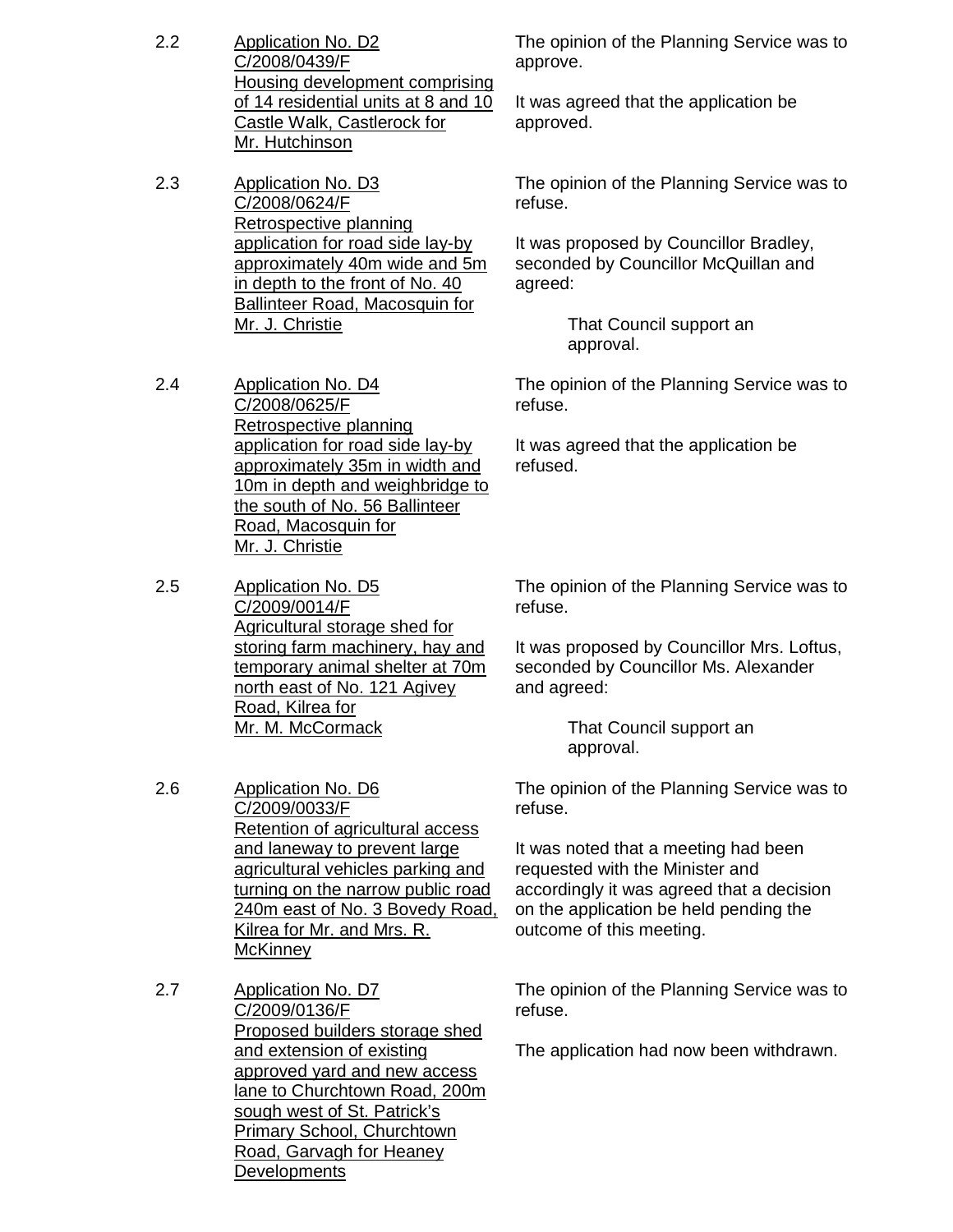2.2 <u>Application No. D2
C/2008/0439/F
Housing development comprising of 14 residential units at 8 and 10 Castle Walk, Castlerock for Mr. Hutchinson</u>

The opinion of the Planning Service was to approve.

It was agreed that the application be approved.

2.3 <u>Application No. D3
C/2008/0624/F
Retrospective planning application for road side lay-by approximately 40m wide and 5m in depth to the front of No. 40 Ballinteer Road, Macosquin for Mr. J. Christie</u>

The opinion of the Planning Service was to refuse.

It was proposed by Councillor Bradley, seconded by Councillor McQuillan and agreed:

> That Council support an approval.

2.4 <u>Application No. D4
C/2008/0625/F
Retrospective planning application for road side lay-by approximately 35m in width and 10m in depth and weighbridge to the south of No. 56 Ballinteer Road, Macosquin for Mr. J. Christie</u>

The opinion of the Planning Service was to refuse.

It was agreed that the application be refused.

2.5 <u>Application No. D5
C/2009/0014/F
Agricultural storage shed for storing farm machinery, hay and temporary animal shelter at 70m north east of No. 121 Agivey Road, Kilrea for Mr. M. McCormack</u>

The opinion of the Planning Service was to refuse.

It was proposed by Councillor Mrs. Loftus, seconded by Councillor Ms. Alexander and agreed:

> That Council support an approval.

2.6 <u>Application No. D6
C/2009/0033/F
Retention of agricultural access and laneway to prevent large agricultural vehicles parking and turning on the narrow public road 240m east of No. 3 Bovedy Road, Kilrea for Mr. and Mrs. R. McKinney</u>

The opinion of the Planning Service was to refuse.

It was noted that a meeting had been requested with the Minister and accordingly it was agreed that a decision on the application be held pending the outcome of this meeting.

2.7 <u>Application No. D7
C/2009/0136/F
Proposed builders storage shed and extension of existing approved yard and new access lane to Churchtown Road, 200m sough west of St. Patrick's Primary School, Churchtown Road, Garvagh for Heaney Developments</u>

The opinion of the Planning Service was to refuse.

The application had now been withdrawn.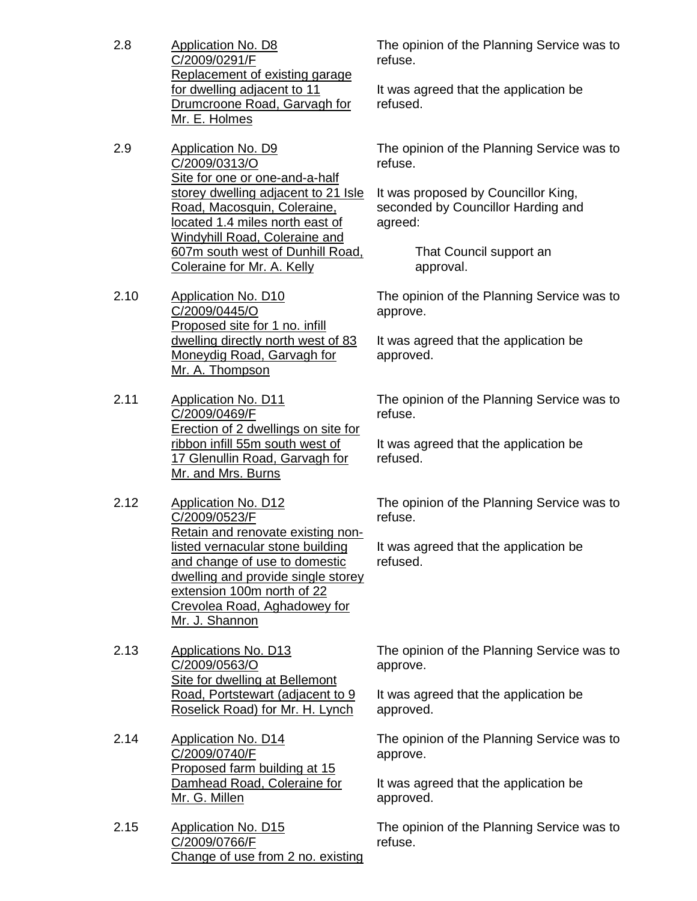2.8 Application No. D8
C/2009/0291/F
Replacement of existing garage for dwelling adjacent to 11 Drumcroone Road, Garvagh for Mr. E. Holmes

The opinion of the Planning Service was to refuse.

It was agreed that the application be refused.

2.9 Application No. D9
C/2009/0313/O
Site for one or one-and-a-half storey dwelling adjacent to 21 Isle Road, Macosquin, Coleraine, located 1.4 miles north east of Windyhill Road, Coleraine and 607m south west of Dunhill Road, Coleraine for Mr. A. Kelly

The opinion of the Planning Service was to refuse.

It was proposed by Councillor King, seconded by Councillor Harding and agreed:

> That Council support an approval.

2.10 Application No. D10
C/2009/0445/O
Proposed site for 1 no. infill dwelling directly north west of 83 Moneydig Road, Garvagh for Mr. A. Thompson

The opinion of the Planning Service was to approve.

It was agreed that the application be approved.

2.11 Application No. D11
C/2009/0469/F
Erection of 2 dwellings on site for ribbon infill 55m south west of 17 Glenullin Road, Garvagh for Mr. and Mrs. Burns

The opinion of the Planning Service was to refuse.

It was agreed that the application be refused.

2.12 Application No. D12
C/2009/0523/F
Retain and renovate existing non-listed vernacular stone building and change of use to domestic dwelling and provide single storey extension 100m north of 22 Crevolea Road, Aghadowey for Mr. J. Shannon

The opinion of the Planning Service was to refuse.

It was agreed that the application be refused.

2.13 Applications No. D13
C/2009/0563/O
Site for dwelling at Bellemont Road, Portstewart (adjacent to 9 Roselick Road) for Mr. H. Lynch

The opinion of the Planning Service was to approve.

It was agreed that the application be approved.

2.14 Application No. D14
C/2009/0740/F
Proposed farm building at 15 Damhead Road, Coleraine for Mr. G. Millen

The opinion of the Planning Service was to approve.

It was agreed that the application be approved.

2.15 Application No. D15
C/2009/0766/F
Change of use from 2 no. existing

The opinion of the Planning Service was to refuse.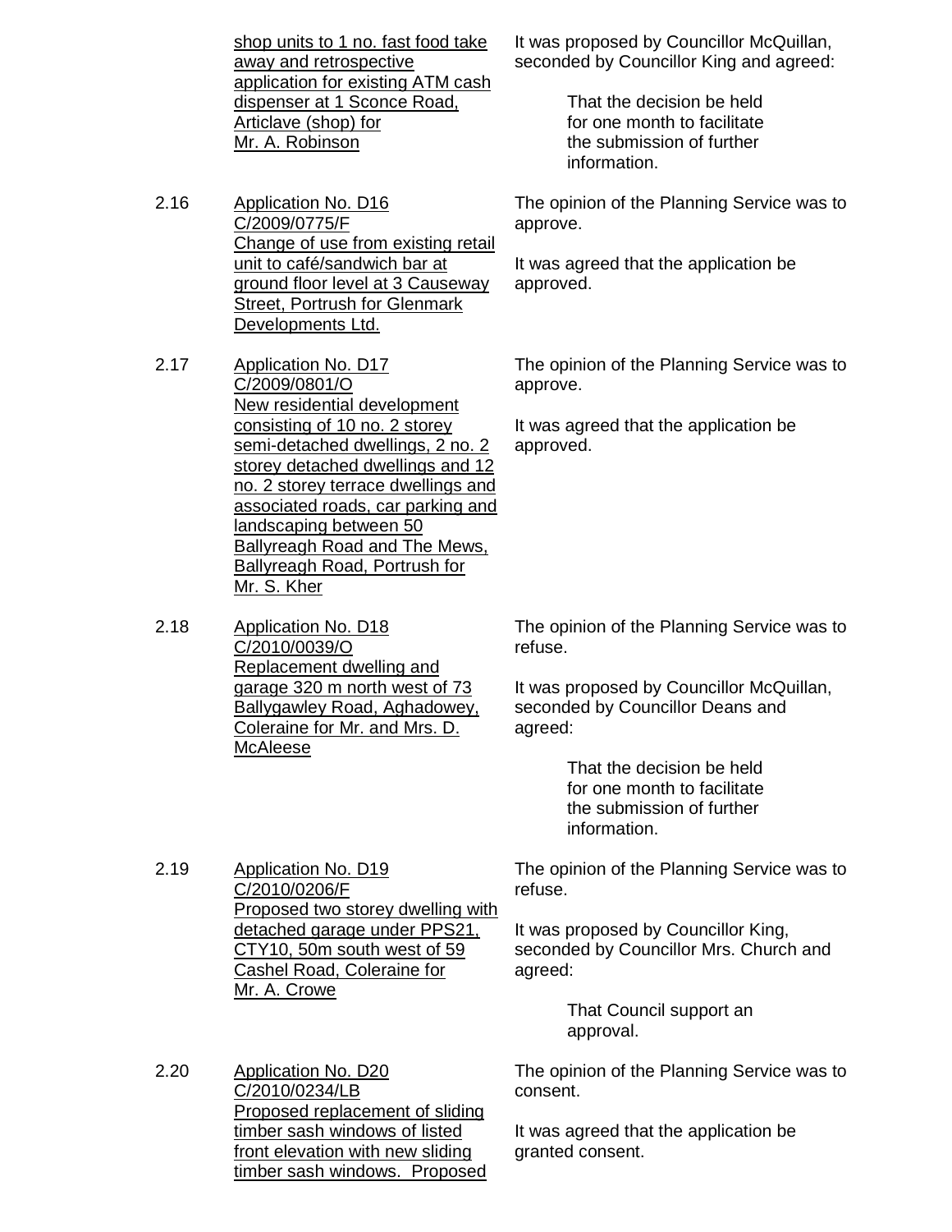| | | |
|---|---|---|
| | <u>shop units to 1 no. fast food take away and retrospective application for existing ATM cash dispenser at 1 Sconce Road, Articlave (shop) for Mr. A. Robinson</u> | It was proposed by Councillor McQuillan, seconded by Councillor King and agreed:<br><br>That the decision be held for one month to facilitate the submission of further information. |
| 2.16 | <u>Application No. D16 C/2009/0775/F Change of use from existing retail unit to café/sandwich bar at ground floor level at 3 Causeway Street, Portrush for Glenmark Developments Ltd.</u> | The opinion of the Planning Service was to approve.<br><br>It was agreed that the application be approved. |
| 2.17 | <u>Application No. D17 C/2009/0801/O New residential development consisting of 10 no. 2 storey semi-detached dwellings, 2 no. 2 storey detached dwellings and 12 no. 2 storey terrace dwellings and associated roads, car parking and landscaping between 50 Ballyreagh Road and The Mews, Ballyreagh Road, Portrush for Mr. S. Kher</u> | The opinion of the Planning Service was to approve.<br><br>It was agreed that the application be approved. |
| 2.18 | <u>Application No. D18 C/2010/0039/O Replacement dwelling and garage 320 m north west of 73 Ballygawley Road, Aghadowey, Coleraine for Mr. and Mrs. D. McAleese</u> | The opinion of the Planning Service was to refuse.<br><br>It was proposed by Councillor McQuillan, seconded by Councillor Deans and agreed:<br><br>That the decision be held for one month to facilitate the submission of further information. |
| 2.19 | <u>Application No. D19 C/2010/0206/F Proposed two storey dwelling with detached garage under PPS21, CTY10, 50m south west of 59 Cashel Road, Coleraine for Mr. A. Crowe</u> | The opinion of the Planning Service was to refuse.<br><br>It was proposed by Councillor King, seconded by Councillor Mrs. Church and agreed:<br><br>That Council support an approval. |
| 2.20 | <u>Application No. D20 C/2010/0234/LB Proposed replacement of sliding timber sash windows of listed front elevation with new sliding timber sash windows. Proposed</u> | The opinion of the Planning Service was to consent.<br><br>It was agreed that the application be granted consent. |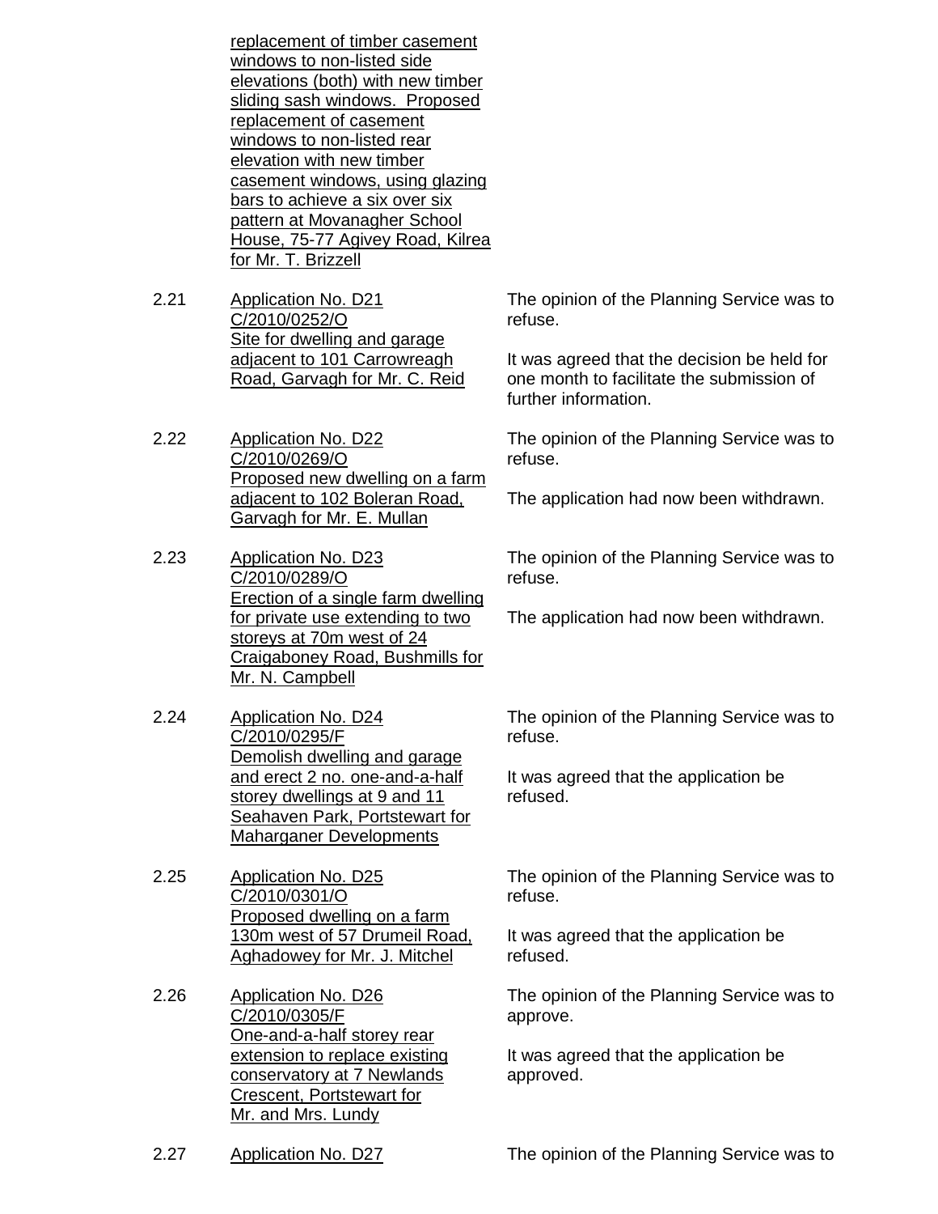| | | |
|---|---|---|
| | replacement of timber casement windows to non-listed side elevations (both) with new timber sliding sash windows. Proposed replacement of casement windows to non-listed rear elevation with new timber casement windows, using glazing bars to achieve a six over six pattern at Movanagher School House, 75-77 Agivey Road, Kilrea for Mr. T. Brizzell | |
| 2.21 | Application No. D21<br>C/2010/0252/O<br>Site for dwelling and garage adjacent to 101 Carrowreagh Road, Garvagh for Mr. C. Reid | The opinion of the Planning Service was to refuse.<br><br>It was agreed that the decision be held for one month to facilitate the submission of further information. |
| 2.22 | Application No. D22<br>C/2010/0269/O<br>Proposed new dwelling on a farm adjacent to 102 Boleran Road, Garvagh for Mr. E. Mullan | The opinion of the Planning Service was to refuse.<br><br>The application had now been withdrawn. |
| 2.23 | Application No. D23<br>C/2010/0289/O<br>Erection of a single farm dwelling for private use extending to two storeys at 70m west of 24 Craigaboney Road, Bushmills for Mr. N. Campbell | The opinion of the Planning Service was to refuse.<br><br>The application had now been withdrawn. |
| 2.24 | Application No. D24<br>C/2010/0295/F<br>Demolish dwelling and garage and erect 2 no. one-and-a-half storey dwellings at 9 and 11 Seahaven Park, Portstewart for Maharganer Developments | The opinion of the Planning Service was to refuse.<br><br>It was agreed that the application be refused. |
| 2.25 | Application No. D25<br>C/2010/0301/O<br>Proposed dwelling on a farm 130m west of 57 Drumeil Road, Aghadowey for Mr. J. Mitchel | The opinion of the Planning Service was to refuse.<br><br>It was agreed that the application be refused. |
| 2.26 | Application No. D26<br>C/2010/0305/F<br>One-and-a-half storey rear extension to replace existing conservatory at 7 Newlands Crescent, Portstewart for Mr. and Mrs. Lundy | The opinion of the Planning Service was to approve.<br><br>It was agreed that the application be approved. |
| 2.27 | Application No. D27 | The opinion of the Planning Service was to |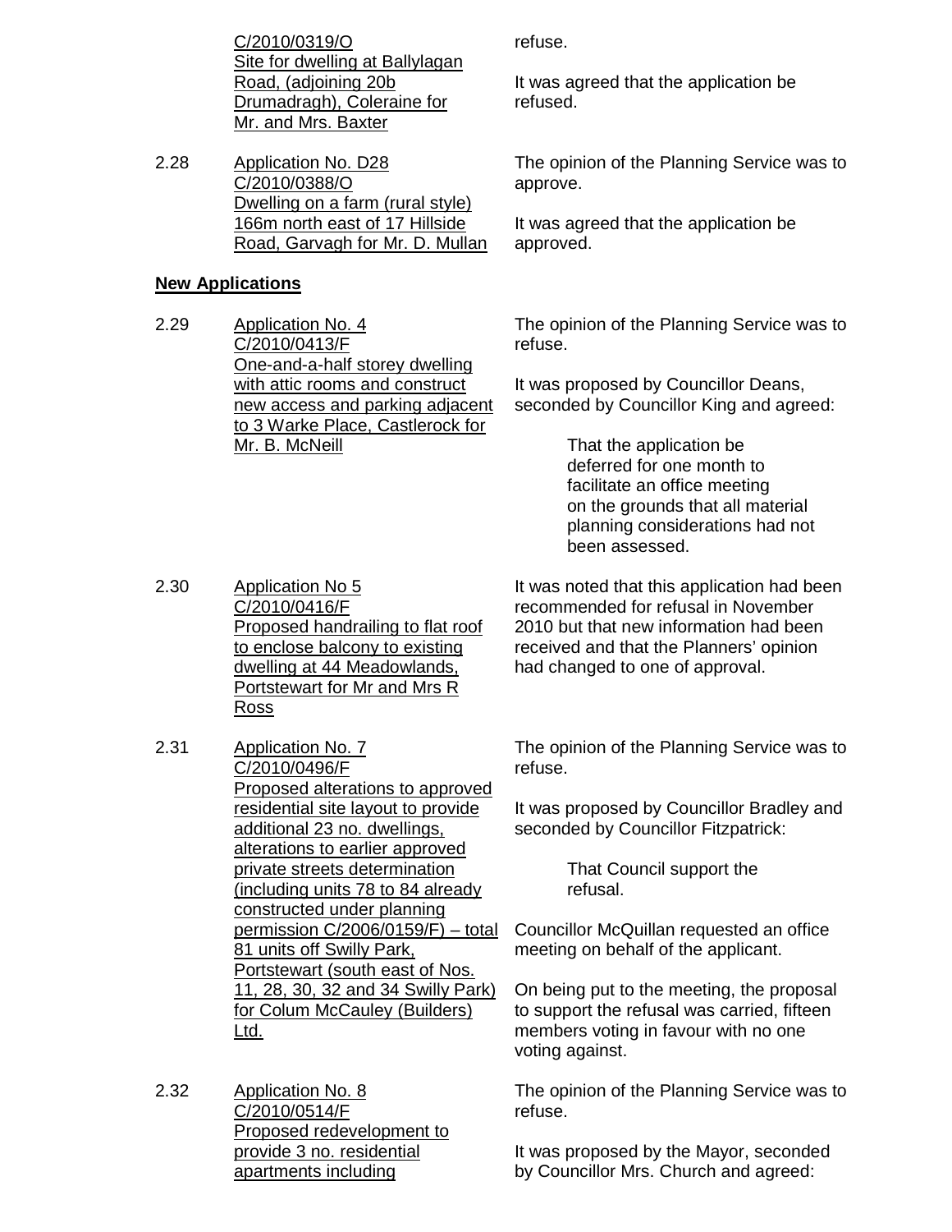| | | |
|---|---|---|
| | C/2010/0319/O<br>Site for dwelling at Ballylagan Road, (adjoining 20b Drumadragh), Coleraine for Mr. and Mrs. Baxter | refuse.<br><br>It was agreed that the application be refused. |
| 2.28 | Application No. D28<br>C/2010/0388/O<br>Dwelling on a farm (rural style) 166m north east of 17 Hillside Road, Garvagh for Mr. D. Mullan | The opinion of the Planning Service was to approve.<br><br>It was agreed that the application be approved. |

**New Applications**

| | | |
|---|---|---|
| 2.29 | Application No. 4<br>C/2010/0413/F<br>One-and-a-half storey dwelling with attic rooms and construct new access and parking adjacent to 3 Warke Place, Castlerock for Mr. B. McNeill | The opinion of the Planning Service was to refuse.<br><br>It was proposed by Councillor Deans, seconded by Councillor King and agreed:<br><br>That the application be deferred for one month to facilitate an office meeting on the grounds that all material planning considerations had not been assessed. |
| 2.30 | Application No 5<br>C/2010/0416/F<br>Proposed handrailing to flat roof to enclose balcony to existing dwelling at 44 Meadowlands, Portstewart for Mr and Mrs R Ross | It was noted that this application had been recommended for refusal in November 2010 but that new information had been received and that the Planners' opinion had changed to one of approval. |
| 2.31 | Application No. 7<br>C/2010/0496/F<br>Proposed alterations to approved residential site layout to provide additional 23 no. dwellings, alterations to earlier approved private streets determination (including units 78 to 84 already constructed under planning permission C/2006/0159/F) – total 81 units off Swilly Park, Portstewart (south east of Nos. 11, 28, 30, 32 and 34 Swilly Park) for Colum McCauley (Builders) Ltd. | The opinion of the Planning Service was to refuse.<br><br>It was proposed by Councillor Bradley and seconded by Councillor Fitzpatrick:<br><br>That Council support the refusal.<br><br>Councillor McQuillan requested an office meeting on behalf of the applicant.<br><br>On being put to the meeting, the proposal to support the refusal was carried, fifteen members voting in favour with no one voting against. |
| 2.32 | Application No. 8<br>C/2010/0514/F<br>Proposed redevelopment to provide 3 no. residential apartments including | The opinion of the Planning Service was to refuse.<br><br>It was proposed by the Mayor, seconded by Councillor Mrs. Church and agreed: |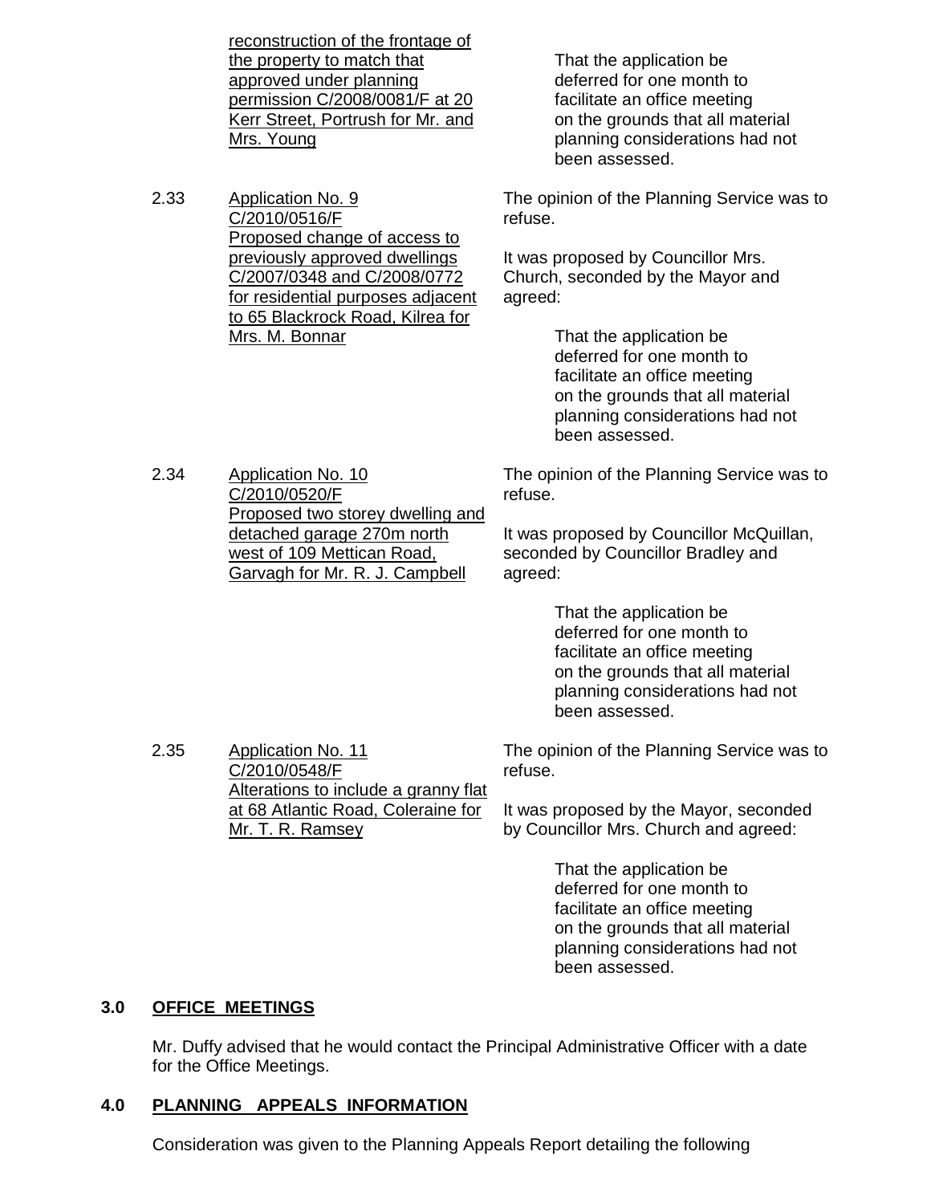reconstruction of the frontage of the property to match that approved under planning permission C/2008/0081/F at 20 Kerr Street, Portrush for Mr. and Mrs. Young

> That the application be deferred for one month to facilitate an office meeting on the grounds that all material planning considerations had not been assessed.

2.33 Application No. 9
C/2010/0516/F
Proposed change of access to previously approved dwellings C/2007/0348 and C/2008/0772 for residential purposes adjacent to 65 Blackrock Road, Kilrea for Mrs. M. Bonnar

The opinion of the Planning Service was to refuse.

It was proposed by Councillor Mrs. Church, seconded by the Mayor and agreed:

> That the application be deferred for one month to facilitate an office meeting on the grounds that all material planning considerations had not been assessed.

2.34 Application No. 10
C/2010/0520/F
Proposed two storey dwelling and detached garage 270m north west of 109 Mettican Road, Garvagh for Mr. R. J. Campbell

The opinion of the Planning Service was to refuse.

It was proposed by Councillor McQuillan, seconded by Councillor Bradley and agreed:

> That the application be deferred for one month to facilitate an office meeting on the grounds that all material planning considerations had not been assessed.

2.35 Application No. 11
C/2010/0548/F
Alterations to include a granny flat at 68 Atlantic Road, Coleraine for Mr. T. R. Ramsey

The opinion of the Planning Service was to refuse.

It was proposed by the Mayor, seconded by Councillor Mrs. Church and agreed:

> That the application be deferred for one month to facilitate an office meeting on the grounds that all material planning considerations had not been assessed.

## 3.0 OFFICE MEETINGS

Mr. Duffy advised that he would contact the Principal Administrative Officer with a date for the Office Meetings.

## 4.0 PLANNING APPEALS INFORMATION

Consideration was given to the Planning Appeals Report detailing the following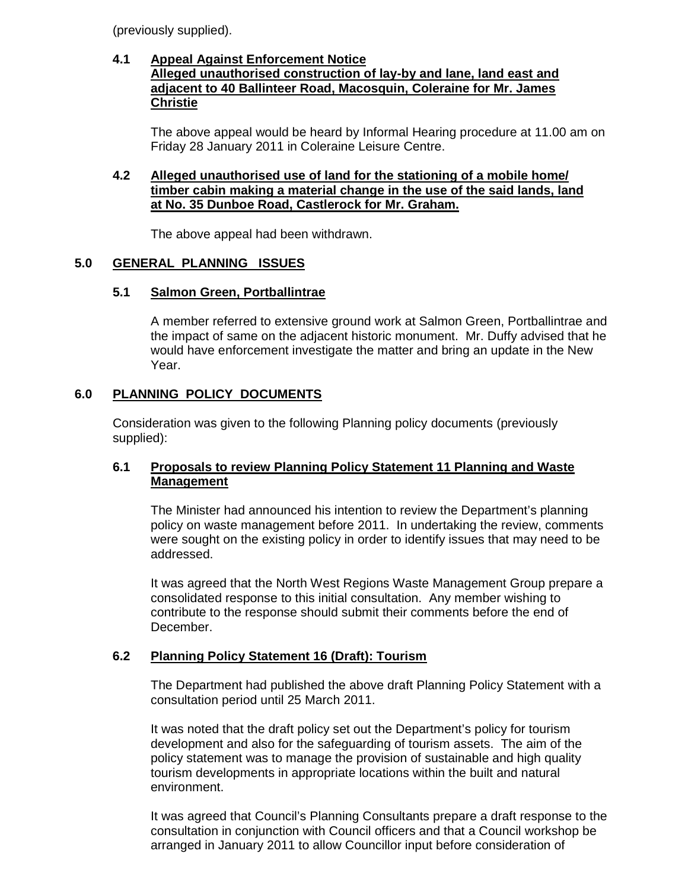(previously supplied).

**4.1 Appeal Against Enforcement Notice**
**Alleged unauthorised construction of lay-by and lane, land east and adjacent to 40 Ballinteer Road, Macosquin, Coleraine for Mr. James Christie**

The above appeal would be heard by Informal Hearing procedure at 11.00 am on Friday 28 January 2011 in Coleraine Leisure Centre.

**4.2 Alleged unauthorised use of land for the stationing of a mobile home/ timber cabin making a material change in the use of the said lands, land at No. 35 Dunboe Road, Castlerock for Mr. Graham.**

The above appeal had been withdrawn.

## 5.0 GENERAL PLANNING ISSUES

### 5.1 Salmon Green, Portballintrae

A member referred to extensive ground work at Salmon Green, Portballintrae and the impact of same on the adjacent historic monument. Mr. Duffy advised that he would have enforcement investigate the matter and bring an update in the New Year.

## 6.0 PLANNING POLICY DOCUMENTS

Consideration was given to the following Planning policy documents (previously supplied):

### 6.1 Proposals to review Planning Policy Statement 11 Planning and Waste Management

The Minister had announced his intention to review the Department's planning policy on waste management before 2011. In undertaking the review, comments were sought on the existing policy in order to identify issues that may need to be addressed.

It was agreed that the North West Regions Waste Management Group prepare a consolidated response to this initial consultation. Any member wishing to contribute to the response should submit their comments before the end of December.

### 6.2 Planning Policy Statement 16 (Draft): Tourism

The Department had published the above draft Planning Policy Statement with a consultation period until 25 March 2011.

It was noted that the draft policy set out the Department's policy for tourism development and also for the safeguarding of tourism assets. The aim of the policy statement was to manage the provision of sustainable and high quality tourism developments in appropriate locations within the built and natural environment.

It was agreed that Council's Planning Consultants prepare a draft response to the consultation in conjunction with Council officers and that a Council workshop be arranged in January 2011 to allow Councillor input before consideration of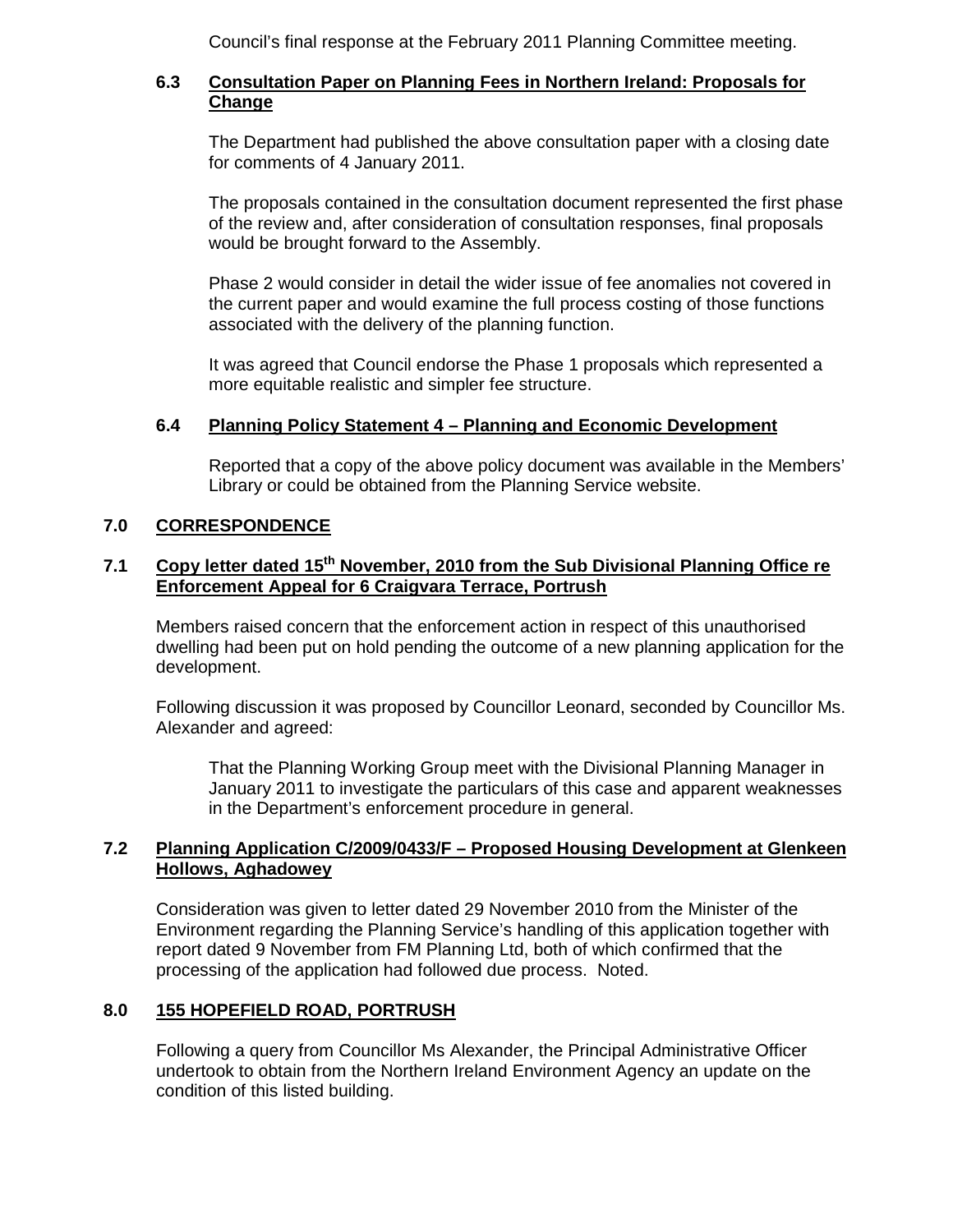Council's final response at the February 2011 Planning Committee meeting.

### 6.3 Consultation Paper on Planning Fees in Northern Ireland: Proposals for Change

The Department had published the above consultation paper with a closing date for comments of 4 January 2011.

The proposals contained in the consultation document represented the first phase of the review and, after consideration of consultation responses, final proposals would be brought forward to the Assembly.

Phase 2 would consider in detail the wider issue of fee anomalies not covered in the current paper and would examine the full process costing of those functions associated with the delivery of the planning function.

It was agreed that Council endorse the Phase 1 proposals which represented a more equitable realistic and simpler fee structure.

### 6.4 Planning Policy Statement 4 – Planning and Economic Development

Reported that a copy of the above policy document was available in the Members' Library or could be obtained from the Planning Service website.

## 7.0 CORRESPONDENCE

### 7.1 Copy letter dated 15th November, 2010 from the Sub Divisional Planning Office re Enforcement Appeal for 6 Craigvara Terrace, Portrush

Members raised concern that the enforcement action in respect of this unauthorised dwelling had been put on hold pending the outcome of a new planning application for the development.

Following discussion it was proposed by Councillor Leonard, seconded by Councillor Ms. Alexander and agreed:

> That the Planning Working Group meet with the Divisional Planning Manager in January 2011 to investigate the particulars of this case and apparent weaknesses in the Department's enforcement procedure in general.

### 7.2 Planning Application C/2009/0433/F – Proposed Housing Development at Glenkeen Hollows, Aghadowey

Consideration was given to letter dated 29 November 2010 from the Minister of the Environment regarding the Planning Service's handling of this application together with report dated 9 November from FM Planning Ltd, both of which confirmed that the processing of the application had followed due process. Noted.

## 8.0 155 HOPEFIELD ROAD, PORTRUSH

Following a query from Councillor Ms Alexander, the Principal Administrative Officer undertook to obtain from the Northern Ireland Environment Agency an update on the condition of this listed building.